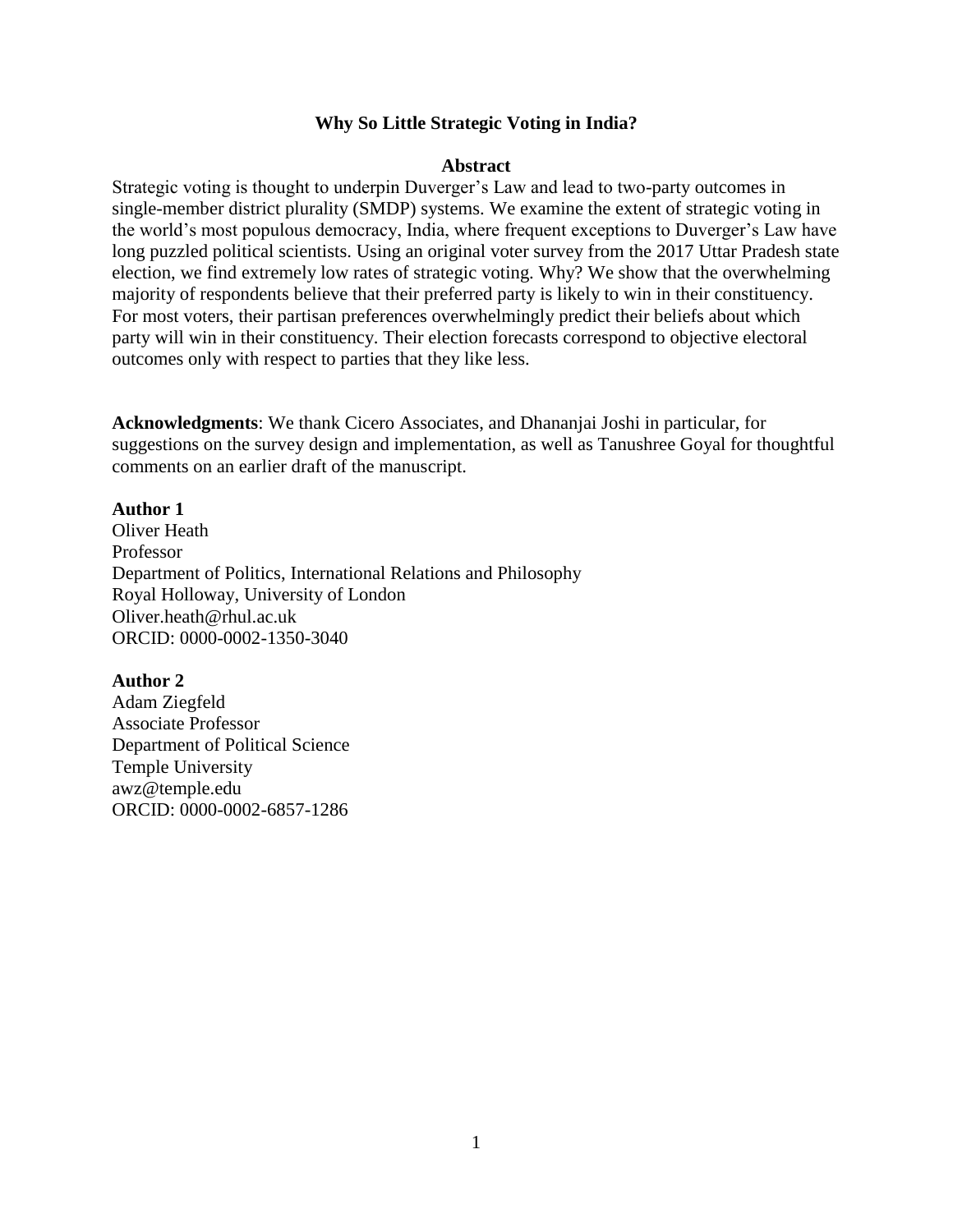# Why So Little Strategic Voting in India?

## Abstract

Strategic voting is thought to underpin Duverger's Law and lead to two-party outcomes in single-member district plurality (SMDP) systems. We examine the extent of strategic voting in the world's most populous democracy, India, where frequent exceptions to Duverger's Law have long puzzled political scientists. Using an original voter survey from the 2017 Uttar Pradesh state election, we find extremely low rates of strategic voting. Why? We show that the overwhelming majority of respondents believe that their preferred party is likely to win in their constituency. For most voters, their partisan preferences overwhelmingly predict their beliefs about which party will win in their constituency. Their election forecasts correspond to objective electoral outcomes only with respect to parties that they like less.

**Acknowledgments**: We thank Cicero Associates, and Dhananjai Joshi in particular, for suggestions on the survey design and implementation, as well as Tanushree Goyal for thoughtful comments on an earlier draft of the manuscript.

**Author 1**
Oliver Heath
Professor
Department of Politics, International Relations and Philosophy
Royal Holloway, University of London
Oliver.heath@rhul.ac.uk
ORCID: 0000-0002-1350-3040

**Author 2**
Adam Ziegfeld
Associate Professor
Department of Political Science
Temple University
awz@temple.edu
ORCID: 0000-0002-6857-1286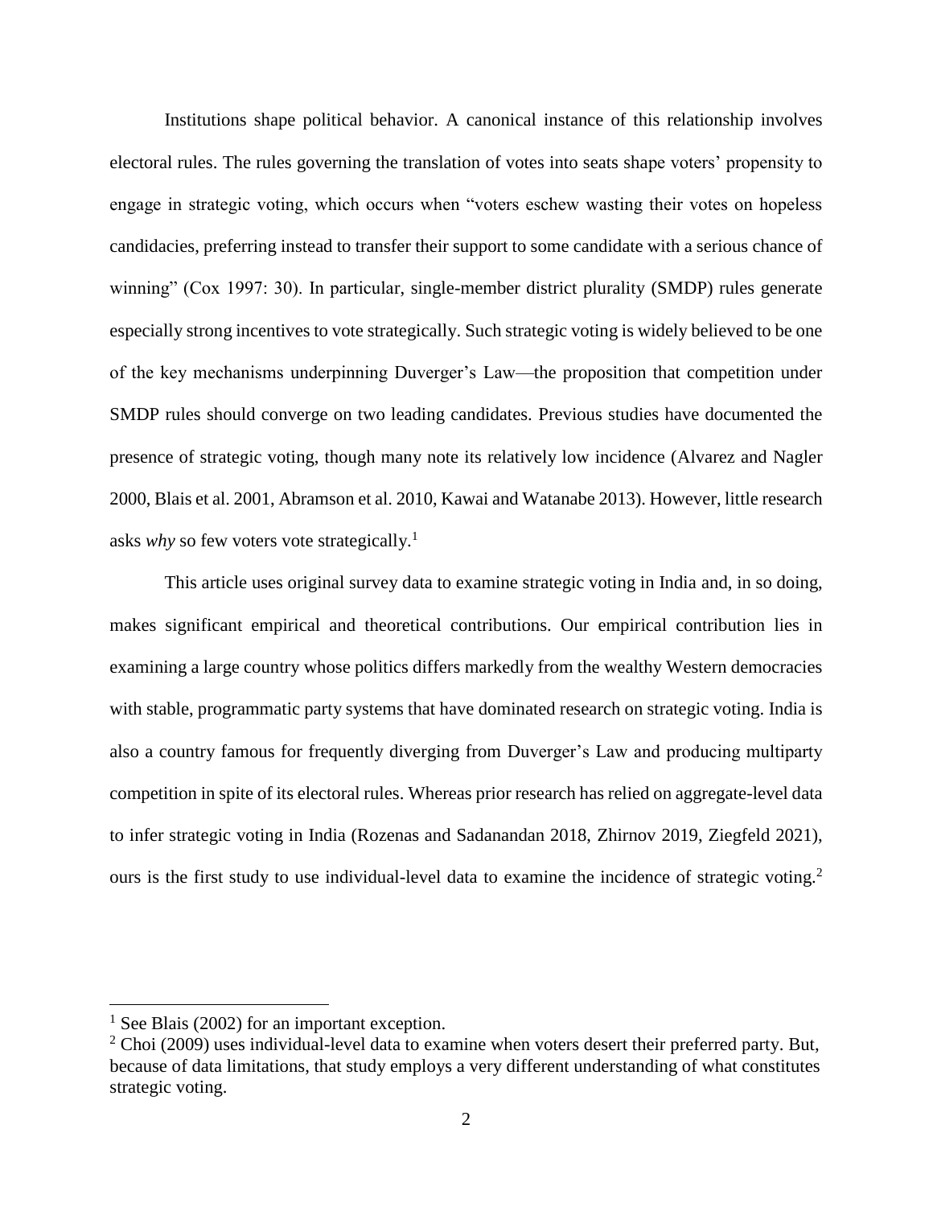Institutions shape political behavior. A canonical instance of this relationship involves electoral rules. The rules governing the translation of votes into seats shape voters' propensity to engage in strategic voting, which occurs when "voters eschew wasting their votes on hopeless candidacies, preferring instead to transfer their support to some candidate with a serious chance of winning" (Cox 1997: 30). In particular, single-member district plurality (SMDP) rules generate especially strong incentives to vote strategically. Such strategic voting is widely believed to be one of the key mechanisms underpinning Duverger's Law—the proposition that competition under SMDP rules should converge on two leading candidates. Previous studies have documented the presence of strategic voting, though many note its relatively low incidence (Alvarez and Nagler 2000, Blais et al. 2001, Abramson et al. 2010, Kawai and Watanabe 2013). However, little research asks *why* so few voters vote strategically.[1]

This article uses original survey data to examine strategic voting in India and, in so doing, makes significant empirical and theoretical contributions. Our empirical contribution lies in examining a large country whose politics differs markedly from the wealthy Western democracies with stable, programmatic party systems that have dominated research on strategic voting. India is also a country famous for frequently diverging from Duverger's Law and producing multiparty competition in spite of its electoral rules. Whereas prior research has relied on aggregate-level data to infer strategic voting in India (Rozenas and Sadanandan 2018, Zhirnov 2019, Ziegfeld 2021), ours is the first study to use individual-level data to examine the incidence of strategic voting.[2]

[1] See Blais (2002) for an important exception.

[2] Choi (2009) uses individual-level data to examine when voters desert their preferred party. But, because of data limitations, that study employs a very different understanding of what constitutes strategic voting.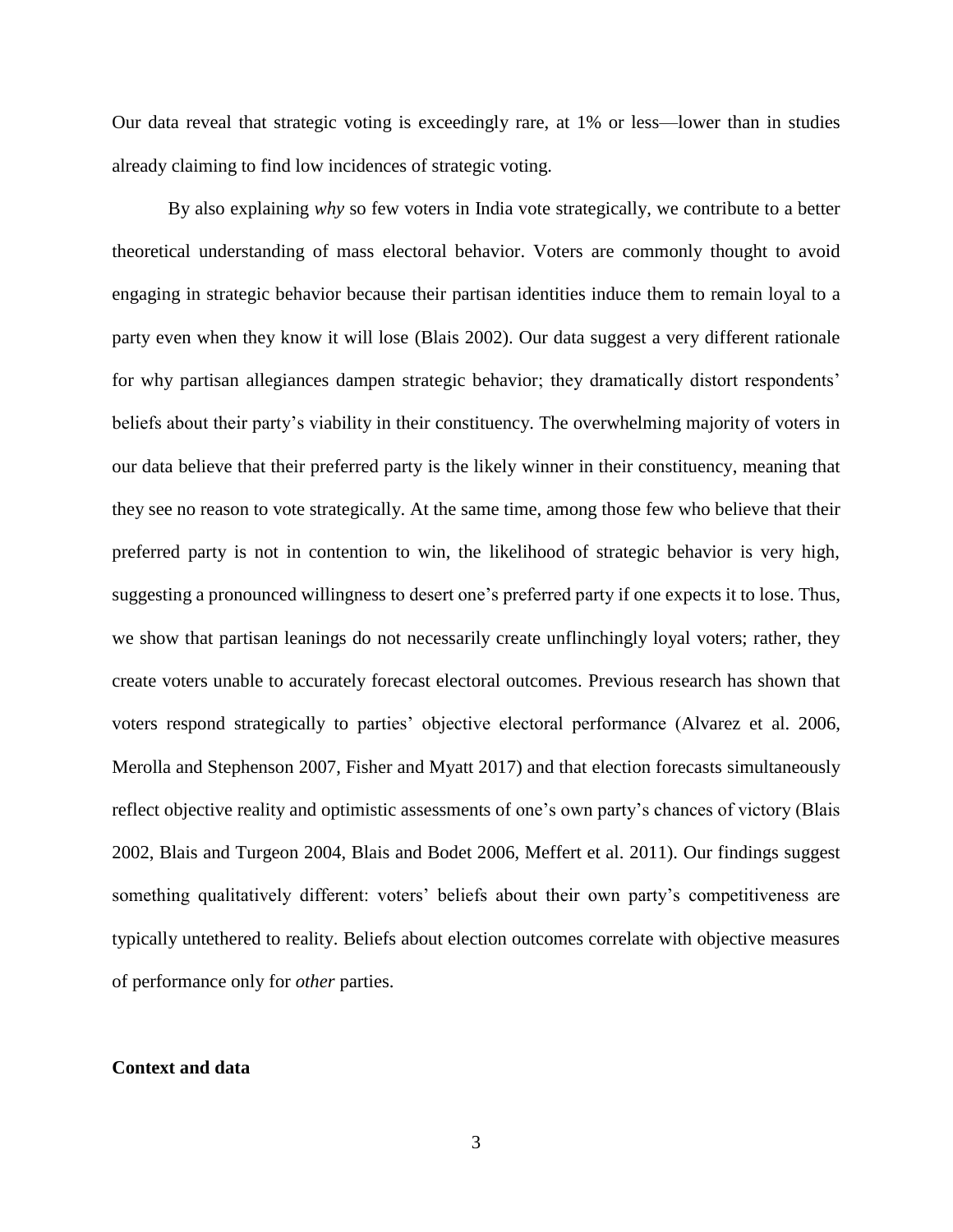Our data reveal that strategic voting is exceedingly rare, at 1% or less—lower than in studies already claiming to find low incidences of strategic voting.

By also explaining *why* so few voters in India vote strategically, we contribute to a better theoretical understanding of mass electoral behavior. Voters are commonly thought to avoid engaging in strategic behavior because their partisan identities induce them to remain loyal to a party even when they know it will lose (Blais 2002). Our data suggest a very different rationale for why partisan allegiances dampen strategic behavior; they dramatically distort respondents' beliefs about their party's viability in their constituency. The overwhelming majority of voters in our data believe that their preferred party is the likely winner in their constituency, meaning that they see no reason to vote strategically. At the same time, among those few who believe that their preferred party is not in contention to win, the likelihood of strategic behavior is very high, suggesting a pronounced willingness to desert one's preferred party if one expects it to lose. Thus, we show that partisan leanings do not necessarily create unflinchingly loyal voters; rather, they create voters unable to accurately forecast electoral outcomes. Previous research has shown that voters respond strategically to parties' objective electoral performance (Alvarez et al. 2006, Merolla and Stephenson 2007, Fisher and Myatt 2017) and that election forecasts simultaneously reflect objective reality and optimistic assessments of one's own party's chances of victory (Blais 2002, Blais and Turgeon 2004, Blais and Bodet 2006, Meffert et al. 2011). Our findings suggest something qualitatively different: voters' beliefs about their own party's competitiveness are typically untethered to reality. Beliefs about election outcomes correlate with objective measures of performance only for *other* parties.

## Context and data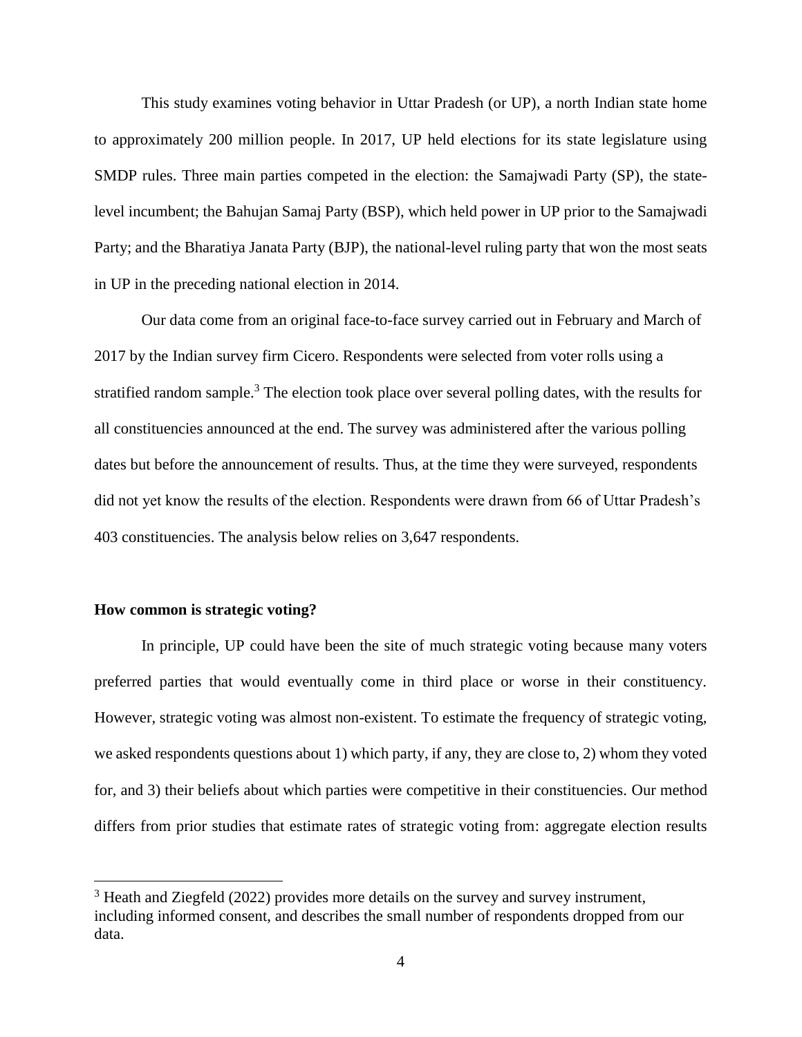This study examines voting behavior in Uttar Pradesh (or UP), a north Indian state home to approximately 200 million people. In 2017, UP held elections for its state legislature using SMDP rules. Three main parties competed in the election: the Samajwadi Party (SP), the state-level incumbent; the Bahujan Samaj Party (BSP), which held power in UP prior to the Samajwadi Party; and the Bharatiya Janata Party (BJP), the national-level ruling party that won the most seats in UP in the preceding national election in 2014.

Our data come from an original face-to-face survey carried out in February and March of 2017 by the Indian survey firm Cicero. Respondents were selected from voter rolls using a stratified random sample.[3] The election took place over several polling dates, with the results for all constituencies announced at the end. The survey was administered after the various polling dates but before the announcement of results. Thus, at the time they were surveyed, respondents did not yet know the results of the election. Respondents were drawn from 66 of Uttar Pradesh's 403 constituencies. The analysis below relies on 3,647 respondents.

**How common is strategic voting?**

In principle, UP could have been the site of much strategic voting because many voters preferred parties that would eventually come in third place or worse in their constituency. However, strategic voting was almost non-existent. To estimate the frequency of strategic voting, we asked respondents questions about 1) which party, if any, they are close to, 2) whom they voted for, and 3) their beliefs about which parties were competitive in their constituencies. Our method differs from prior studies that estimate rates of strategic voting from: aggregate election results

[3] Heath and Ziegfeld (2022) provides more details on the survey and survey instrument, including informed consent, and describes the small number of respondents dropped from our data.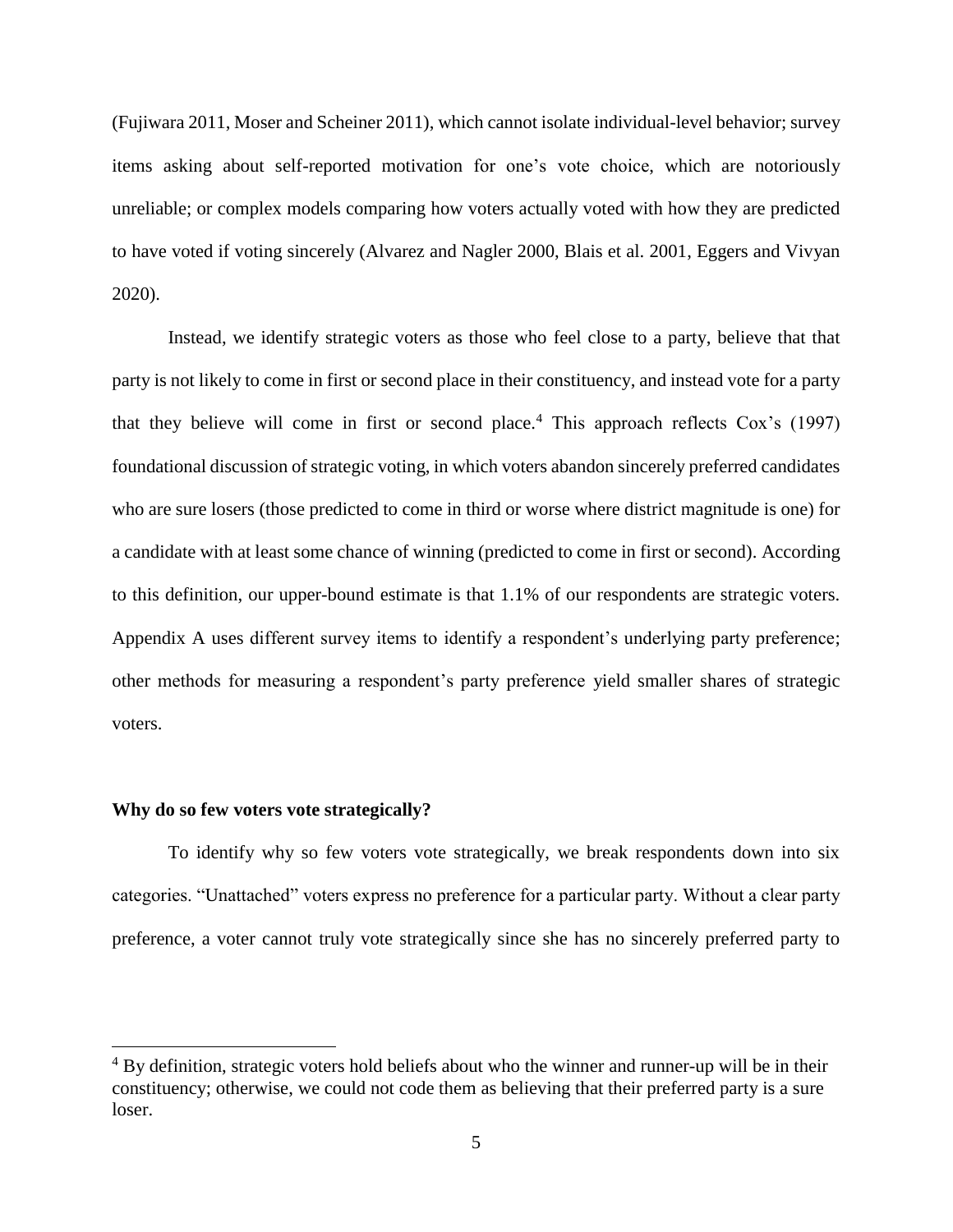(Fujiwara 2011, Moser and Scheiner 2011), which cannot isolate individual-level behavior; survey items asking about self-reported motivation for one's vote choice, which are notoriously unreliable; or complex models comparing how voters actually voted with how they are predicted to have voted if voting sincerely (Alvarez and Nagler 2000, Blais et al. 2001, Eggers and Vivyan 2020).

Instead, we identify strategic voters as those who feel close to a party, believe that that party is not likely to come in first or second place in their constituency, and instead vote for a party that they believe will come in first or second place.[4] This approach reflects Cox's (1997) foundational discussion of strategic voting, in which voters abandon sincerely preferred candidates who are sure losers (those predicted to come in third or worse where district magnitude is one) for a candidate with at least some chance of winning (predicted to come in first or second). According to this definition, our upper-bound estimate is that 1.1% of our respondents are strategic voters. Appendix A uses different survey items to identify a respondent's underlying party preference; other methods for measuring a respondent's party preference yield smaller shares of strategic voters.

**Why do so few voters vote strategically?**

To identify why so few voters vote strategically, we break respondents down into six categories. "Unattached" voters express no preference for a particular party. Without a clear party preference, a voter cannot truly vote strategically since she has no sincerely preferred party to

[4] By definition, strategic voters hold beliefs about who the winner and runner-up will be in their constituency; otherwise, we could not code them as believing that their preferred party is a sure loser.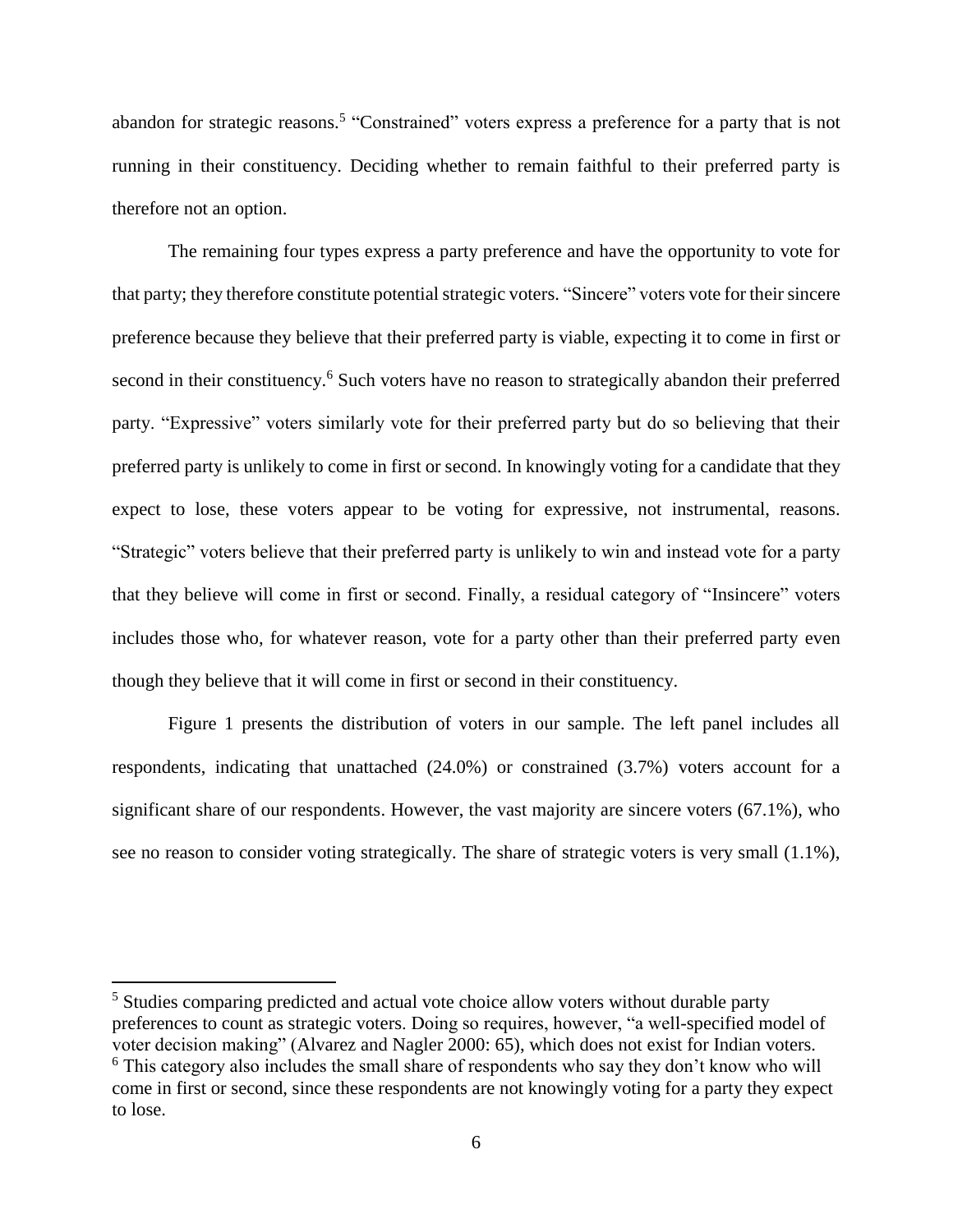abandon for strategic reasons.[5] "Constrained" voters express a preference for a party that is not running in their constituency. Deciding whether to remain faithful to their preferred party is therefore not an option.

The remaining four types express a party preference and have the opportunity to vote for that party; they therefore constitute potential strategic voters. "Sincere" voters vote for their sincere preference because they believe that their preferred party is viable, expecting it to come in first or second in their constituency.[6] Such voters have no reason to strategically abandon their preferred party. "Expressive" voters similarly vote for their preferred party but do so believing that their preferred party is unlikely to come in first or second. In knowingly voting for a candidate that they expect to lose, these voters appear to be voting for expressive, not instrumental, reasons. "Strategic" voters believe that their preferred party is unlikely to win and instead vote for a party that they believe will come in first or second. Finally, a residual category of "Insincere" voters includes those who, for whatever reason, vote for a party other than their preferred party even though they believe that it will come in first or second in their constituency.

Figure 1 presents the distribution of voters in our sample. The left panel includes all respondents, indicating that unattached (24.0%) or constrained (3.7%) voters account for a significant share of our respondents. However, the vast majority are sincere voters (67.1%), who see no reason to consider voting strategically. The share of strategic voters is very small (1.1%),

---

[5] Studies comparing predicted and actual vote choice allow voters without durable party preferences to count as strategic voters. Doing so requires, however, "a well-specified model of voter decision making" (Alvarez and Nagler 2000: 65), which does not exist for Indian voters.

[6] This category also includes the small share of respondents who say they don't know who will come in first or second, since these respondents are not knowingly voting for a party they expect to lose.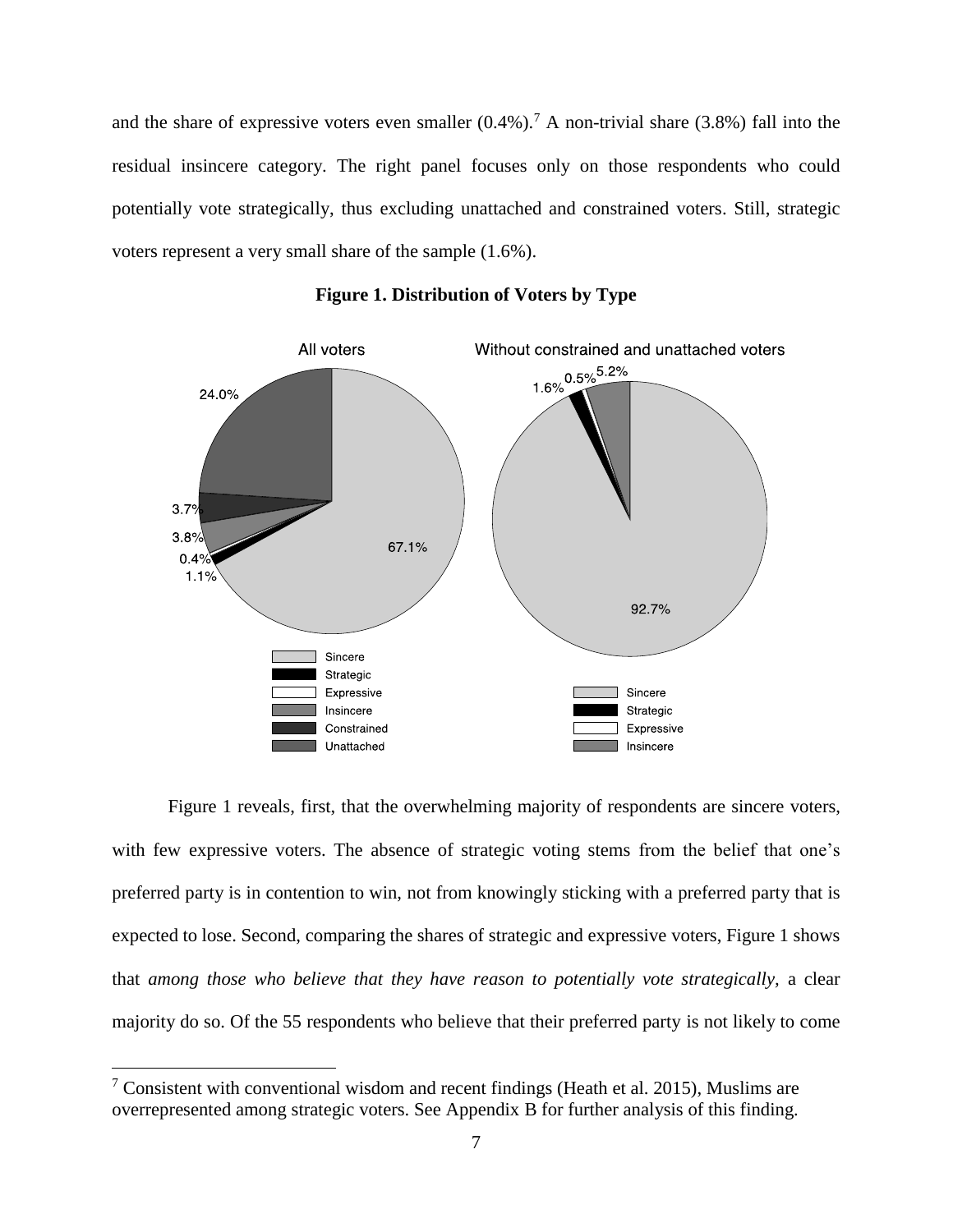and the share of expressive voters even smaller (0.4%).[7] A non-trivial share (3.8%) fall into the residual insincere category. The right panel focuses only on those respondents who could potentially vote strategically, thus excluding unattached and constrained voters. Still, strategic voters represent a very small share of the sample (1.6%).

**Figure 1. Distribution of Voters by Type**

Figure 1 reveals, first, that the overwhelming majority of respondents are sincere voters, with few expressive voters. The absence of strategic voting stems from the belief that one's preferred party is in contention to win, not from knowingly sticking with a preferred party that is expected to lose. Second, comparing the shares of strategic and expressive voters, Figure 1 shows that *among those who believe that they have reason to potentially vote strategically,* a clear majority do so. Of the 55 respondents who believe that their preferred party is not likely to come

[7] Consistent with conventional wisdom and recent findings (Heath et al. 2015), Muslims are overrepresented among strategic voters. See Appendix B for further analysis of this finding.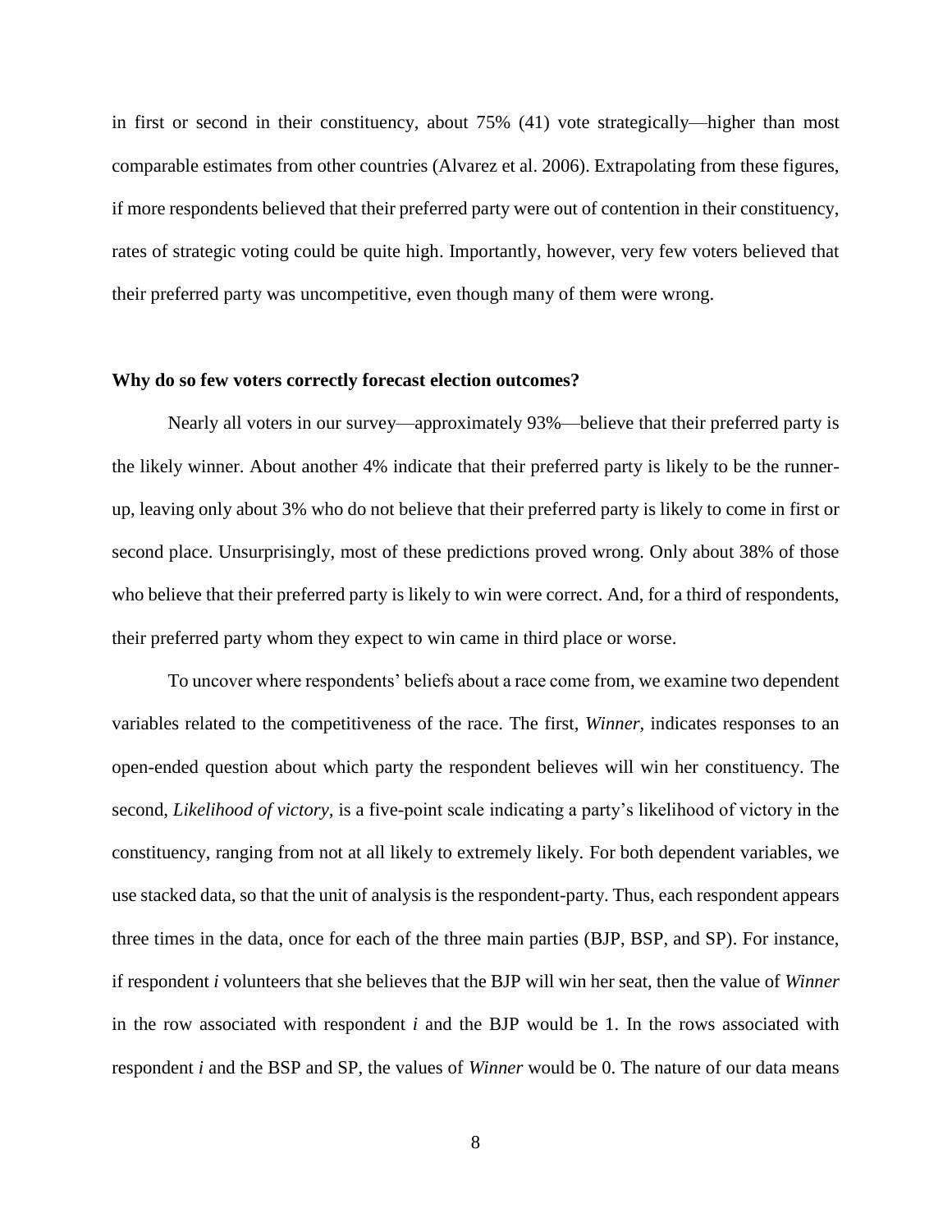in first or second in their constituency, about 75% (41) vote strategically—higher than most comparable estimates from other countries (Alvarez et al. 2006). Extrapolating from these figures, if more respondents believed that their preferred party were out of contention in their constituency, rates of strategic voting could be quite high. Importantly, however, very few voters believed that their preferred party was uncompetitive, even though many of them were wrong.

**Why do so few voters correctly forecast election outcomes?**

Nearly all voters in our survey—approximately 93%—believe that their preferred party is the likely winner. About another 4% indicate that their preferred party is likely to be the runner-up, leaving only about 3% who do not believe that their preferred party is likely to come in first or second place. Unsurprisingly, most of these predictions proved wrong. Only about 38% of those who believe that their preferred party is likely to win were correct. And, for a third of respondents, their preferred party whom they expect to win came in third place or worse.

To uncover where respondents' beliefs about a race come from, we examine two dependent variables related to the competitiveness of the race. The first, *Winner*, indicates responses to an open-ended question about which party the respondent believes will win her constituency. The second, *Likelihood of victory*, is a five-point scale indicating a party's likelihood of victory in the constituency, ranging from not at all likely to extremely likely. For both dependent variables, we use stacked data, so that the unit of analysis is the respondent-party. Thus, each respondent appears three times in the data, once for each of the three main parties (BJP, BSP, and SP). For instance, if respondent *i* volunteers that she believes that the BJP will win her seat, then the value of *Winner* in the row associated with respondent *i* and the BJP would be 1. In the rows associated with respondent *i* and the BSP and SP, the values of *Winner* would be 0. The nature of our data means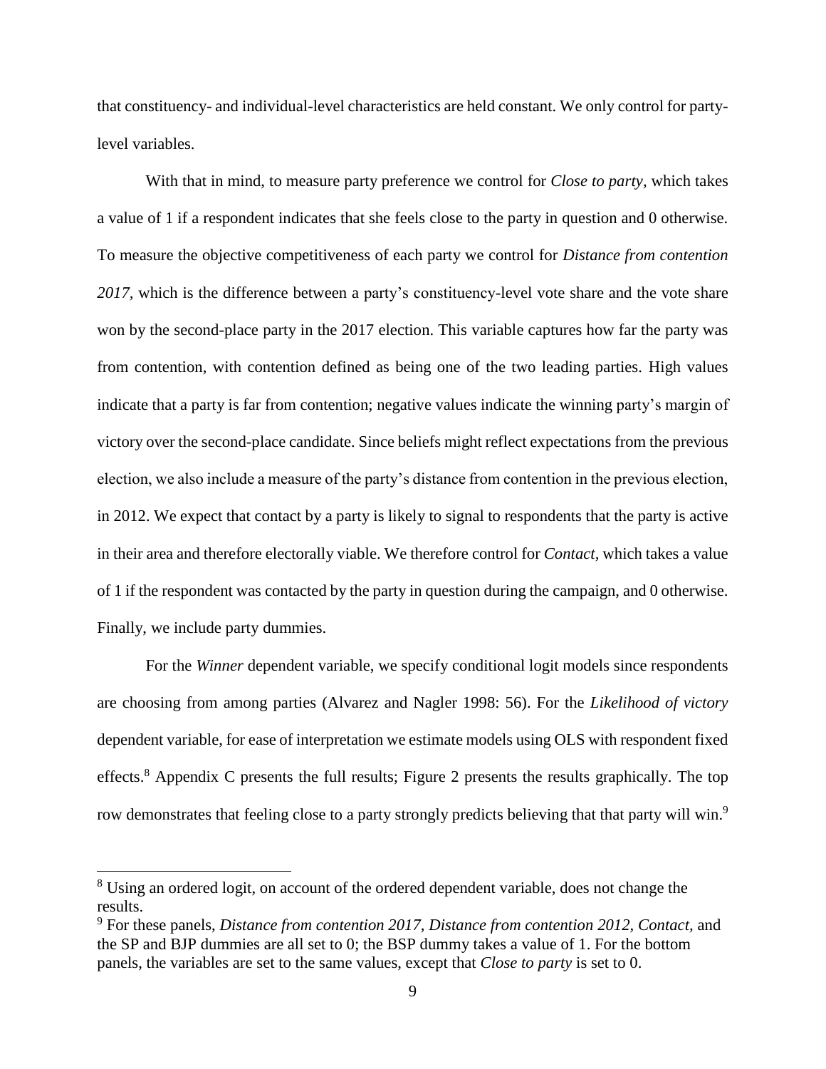that constituency- and individual-level characteristics are held constant. We only control for party-level variables.

With that in mind, to measure party preference we control for *Close to party*, which takes a value of 1 if a respondent indicates that she feels close to the party in question and 0 otherwise. To measure the objective competitiveness of each party we control for *Distance from contention 2017*, which is the difference between a party's constituency-level vote share and the vote share won by the second-place party in the 2017 election. This variable captures how far the party was from contention, with contention defined as being one of the two leading parties. High values indicate that a party is far from contention; negative values indicate the winning party's margin of victory over the second-place candidate. Since beliefs might reflect expectations from the previous election, we also include a measure of the party's distance from contention in the previous election, in 2012. We expect that contact by a party is likely to signal to respondents that the party is active in their area and therefore electorally viable. We therefore control for *Contact*, which takes a value of 1 if the respondent was contacted by the party in question during the campaign, and 0 otherwise. Finally, we include party dummies.

For the *Winner* dependent variable, we specify conditional logit models since respondents are choosing from among parties (Alvarez and Nagler 1998: 56). For the *Likelihood of victory* dependent variable, for ease of interpretation we estimate models using OLS with respondent fixed effects.[8] Appendix C presents the full results; Figure 2 presents the results graphically. The top row demonstrates that feeling close to a party strongly predicts believing that that party will win.[9]

---

[8] Using an ordered logit, on account of the ordered dependent variable, does not change the results.

[9] For these panels, *Distance from contention 2017, Distance from contention 2012, Contact,* and the SP and BJP dummies are all set to 0; the BSP dummy takes a value of 1. For the bottom panels, the variables are set to the same values, except that *Close to party* is set to 0.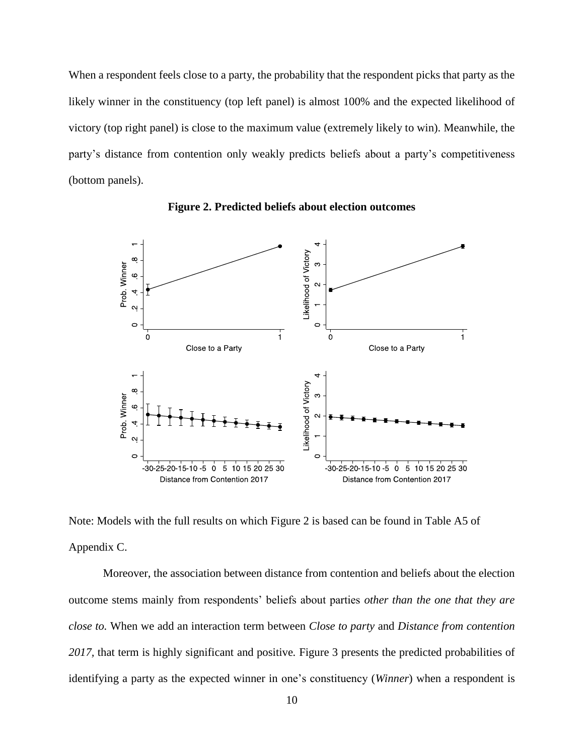When a respondent feels close to a party, the probability that the respondent picks that party as the likely winner in the constituency (top left panel) is almost 100% and the expected likelihood of victory (top right panel) is close to the maximum value (extremely likely to win). Meanwhile, the party's distance from contention only weakly predicts beliefs about a party's competitiveness (bottom panels).

**Figure 2. Predicted beliefs about election outcomes**

Note: Models with the full results on which Figure 2 is based can be found in Table A5 of Appendix C.

Moreover, the association between distance from contention and beliefs about the election outcome stems mainly from respondents' beliefs about parties *other than the one that they are close to.* When we add an interaction term between *Close to party* and *Distance from contention 2017*, that term is highly significant and positive. Figure 3 presents the predicted probabilities of identifying a party as the expected winner in one's constituency (*Winner*) when a respondent is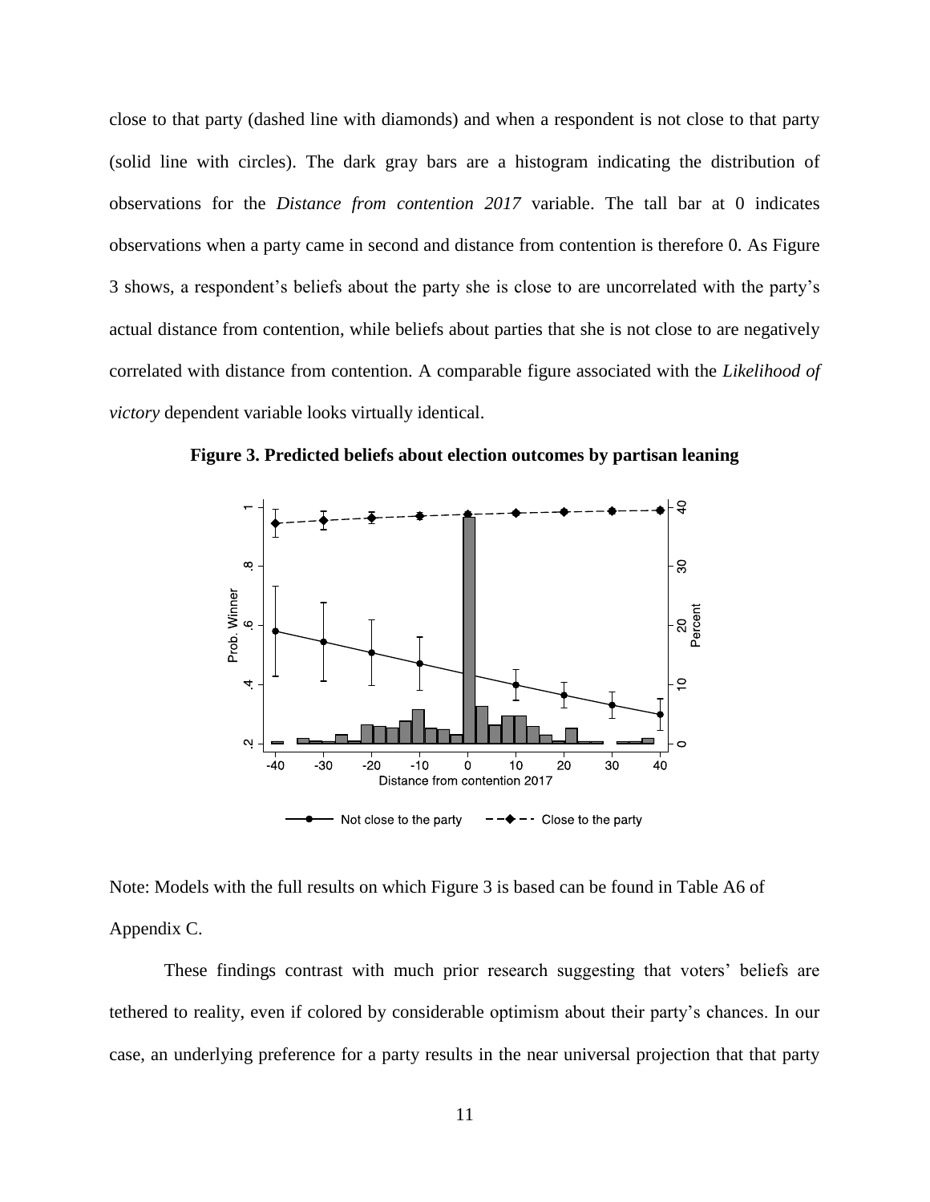close to that party (dashed line with diamonds) and when a respondent is not close to that party (solid line with circles). The dark gray bars are a histogram indicating the distribution of observations for the *Distance from contention 2017* variable. The tall bar at 0 indicates observations when a party came in second and distance from contention is therefore 0. As Figure 3 shows, a respondent's beliefs about the party she is close to are uncorrelated with the party's actual distance from contention, while beliefs about parties that she is not close to are negatively correlated with distance from contention. A comparable figure associated with the *Likelihood of victory* dependent variable looks virtually identical.

**Figure 3. Predicted beliefs about election outcomes by partisan leaning**

Note: Models with the full results on which Figure 3 is based can be found in Table A6 of Appendix C.

These findings contrast with much prior research suggesting that voters' beliefs are tethered to reality, even if colored by considerable optimism about their party's chances. In our case, an underlying preference for a party results in the near universal projection that that party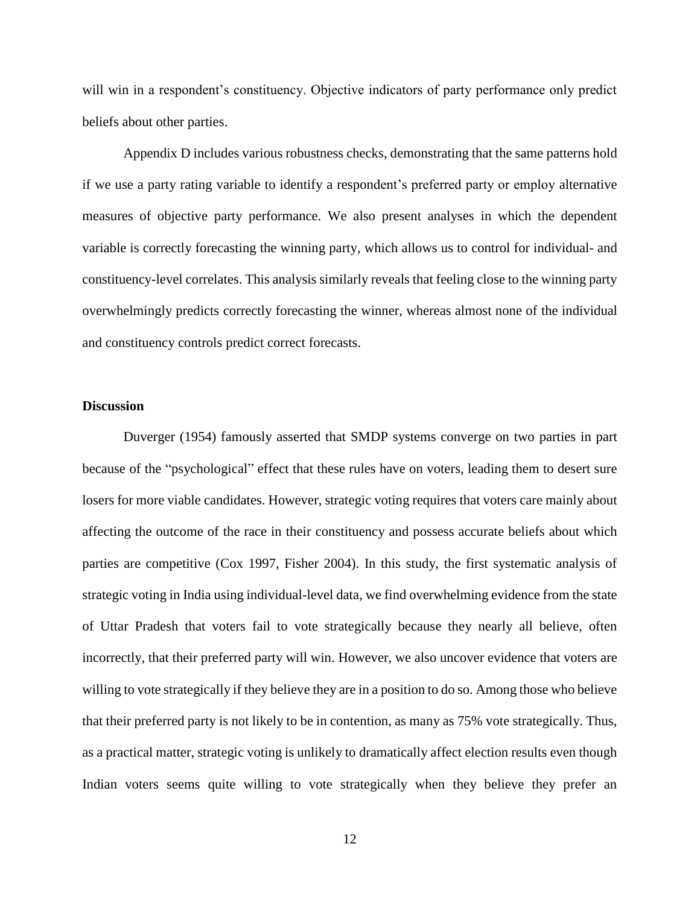will win in a respondent's constituency. Objective indicators of party performance only predict beliefs about other parties.

Appendix D includes various robustness checks, demonstrating that the same patterns hold if we use a party rating variable to identify a respondent's preferred party or employ alternative measures of objective party performance. We also present analyses in which the dependent variable is correctly forecasting the winning party, which allows us to control for individual- and constituency-level correlates. This analysis similarly reveals that feeling close to the winning party overwhelmingly predicts correctly forecasting the winner, whereas almost none of the individual and constituency controls predict correct forecasts.

**Discussion**

Duverger (1954) famously asserted that SMDP systems converge on two parties in part because of the "psychological" effect that these rules have on voters, leading them to desert sure losers for more viable candidates. However, strategic voting requires that voters care mainly about affecting the outcome of the race in their constituency and possess accurate beliefs about which parties are competitive (Cox 1997, Fisher 2004). In this study, the first systematic analysis of strategic voting in India using individual-level data, we find overwhelming evidence from the state of Uttar Pradesh that voters fail to vote strategically because they nearly all believe, often incorrectly, that their preferred party will win. However, we also uncover evidence that voters are willing to vote strategically if they believe they are in a position to do so. Among those who believe that their preferred party is not likely to be in contention, as many as 75% vote strategically. Thus, as a practical matter, strategic voting is unlikely to dramatically affect election results even though Indian voters seems quite willing to vote strategically when they believe they prefer an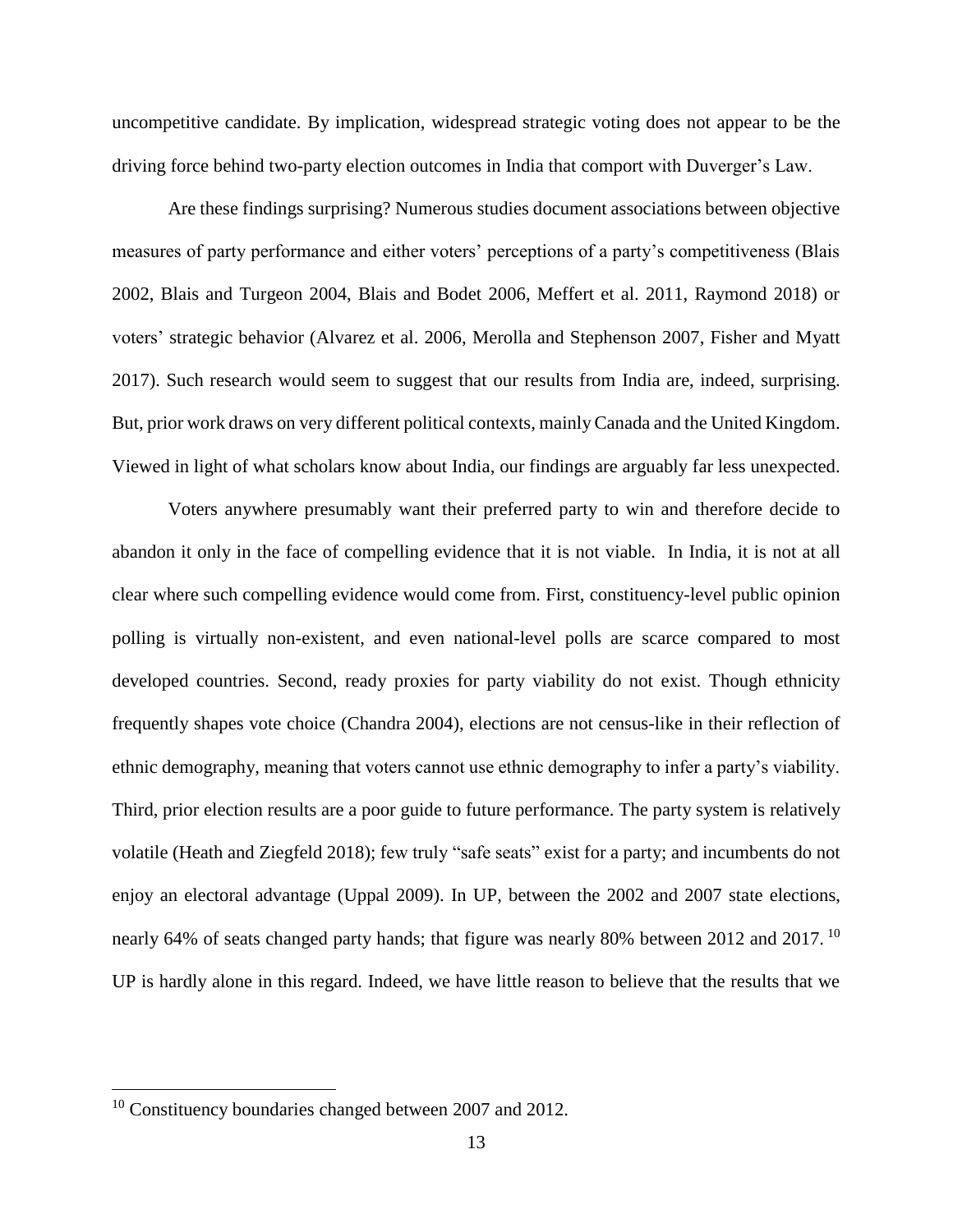uncompetitive candidate. By implication, widespread strategic voting does not appear to be the driving force behind two-party election outcomes in India that comport with Duverger's Law.

Are these findings surprising? Numerous studies document associations between objective measures of party performance and either voters' perceptions of a party's competitiveness (Blais 2002, Blais and Turgeon 2004, Blais and Bodet 2006, Meffert et al. 2011, Raymond 2018) or voters' strategic behavior (Alvarez et al. 2006, Merolla and Stephenson 2007, Fisher and Myatt 2017). Such research would seem to suggest that our results from India are, indeed, surprising. But, prior work draws on very different political contexts, mainly Canada and the United Kingdom. Viewed in light of what scholars know about India, our findings are arguably far less unexpected.

Voters anywhere presumably want their preferred party to win and therefore decide to abandon it only in the face of compelling evidence that it is not viable. In India, it is not at all clear where such compelling evidence would come from. First, constituency-level public opinion polling is virtually non-existent, and even national-level polls are scarce compared to most developed countries. Second, ready proxies for party viability do not exist. Though ethnicity frequently shapes vote choice (Chandra 2004), elections are not census-like in their reflection of ethnic demography, meaning that voters cannot use ethnic demography to infer a party's viability. Third, prior election results are a poor guide to future performance. The party system is relatively volatile (Heath and Ziegfeld 2018); few truly "safe seats" exist for a party; and incumbents do not enjoy an electoral advantage (Uppal 2009). In UP, between the 2002 and 2007 state elections, nearly 64% of seats changed party hands; that figure was nearly 80% between 2012 and 2017. [10] UP is hardly alone in this regard. Indeed, we have little reason to believe that the results that we

[10] Constituency boundaries changed between 2007 and 2012.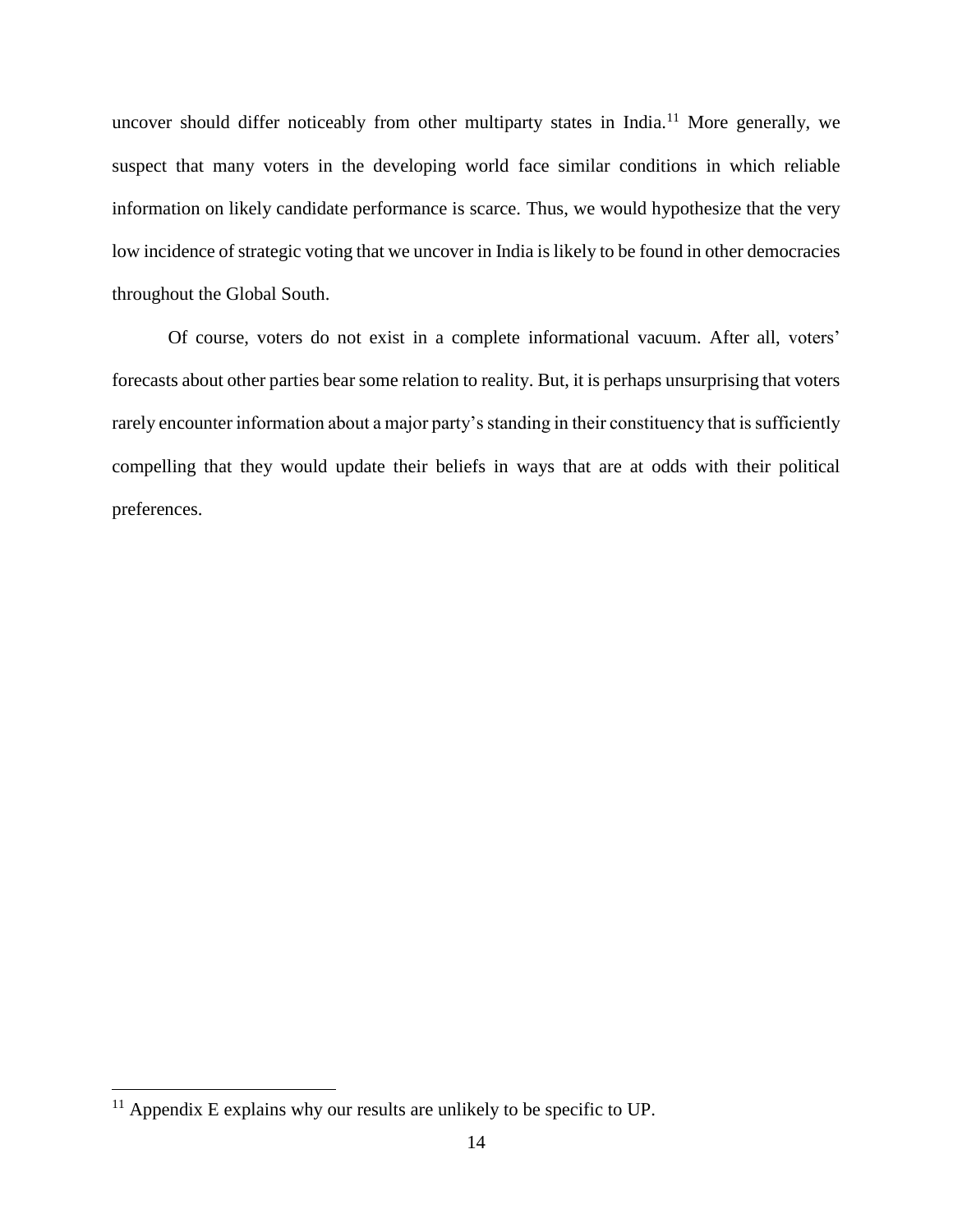uncover should differ noticeably from other multiparty states in India.[11] More generally, we suspect that many voters in the developing world face similar conditions in which reliable information on likely candidate performance is scarce. Thus, we would hypothesize that the very low incidence of strategic voting that we uncover in India is likely to be found in other democracies throughout the Global South.

Of course, voters do not exist in a complete informational vacuum. After all, voters' forecasts about other parties bear some relation to reality. But, it is perhaps unsurprising that voters rarely encounter information about a major party's standing in their constituency that is sufficiently compelling that they would update their beliefs in ways that are at odds with their political preferences.

[11] Appendix E explains why our results are unlikely to be specific to UP.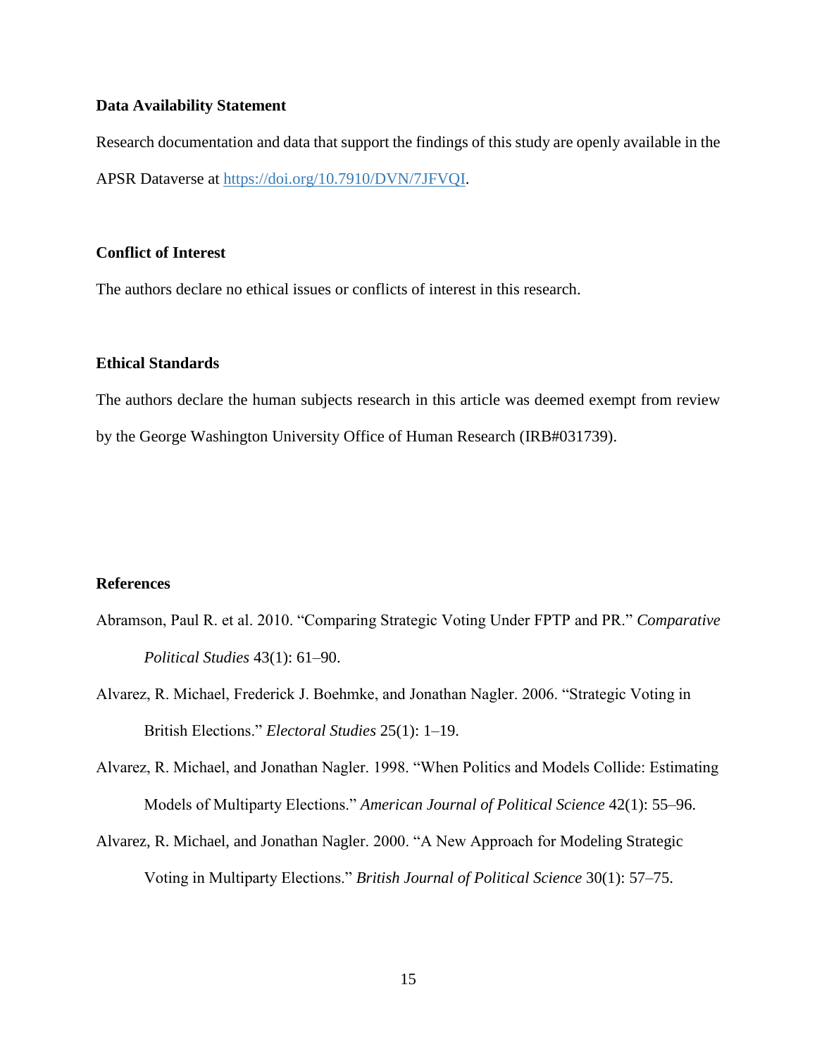### Data Availability Statement

Research documentation and data that support the findings of this study are openly available in the APSR Dataverse at https://doi.org/10.7910/DVN/7JFVQI.

### Conflict of Interest

The authors declare no ethical issues or conflicts of interest in this research.

### Ethical Standards

The authors declare the human subjects research in this article was deemed exempt from review by the George Washington University Office of Human Research (IRB#031739).

### References

Abramson, Paul R. et al. 2010. "Comparing Strategic Voting Under FPTP and PR." *Comparative Political Studies* 43(1): 61–90.

Alvarez, R. Michael, Frederick J. Boehmke, and Jonathan Nagler. 2006. "Strategic Voting in British Elections." *Electoral Studies* 25(1): 1–19.

Alvarez, R. Michael, and Jonathan Nagler. 1998. "When Politics and Models Collide: Estimating Models of Multiparty Elections." *American Journal of Political Science* 42(1): 55–96.

Alvarez, R. Michael, and Jonathan Nagler. 2000. "A New Approach for Modeling Strategic Voting in Multiparty Elections." *British Journal of Political Science* 30(1): 57–75.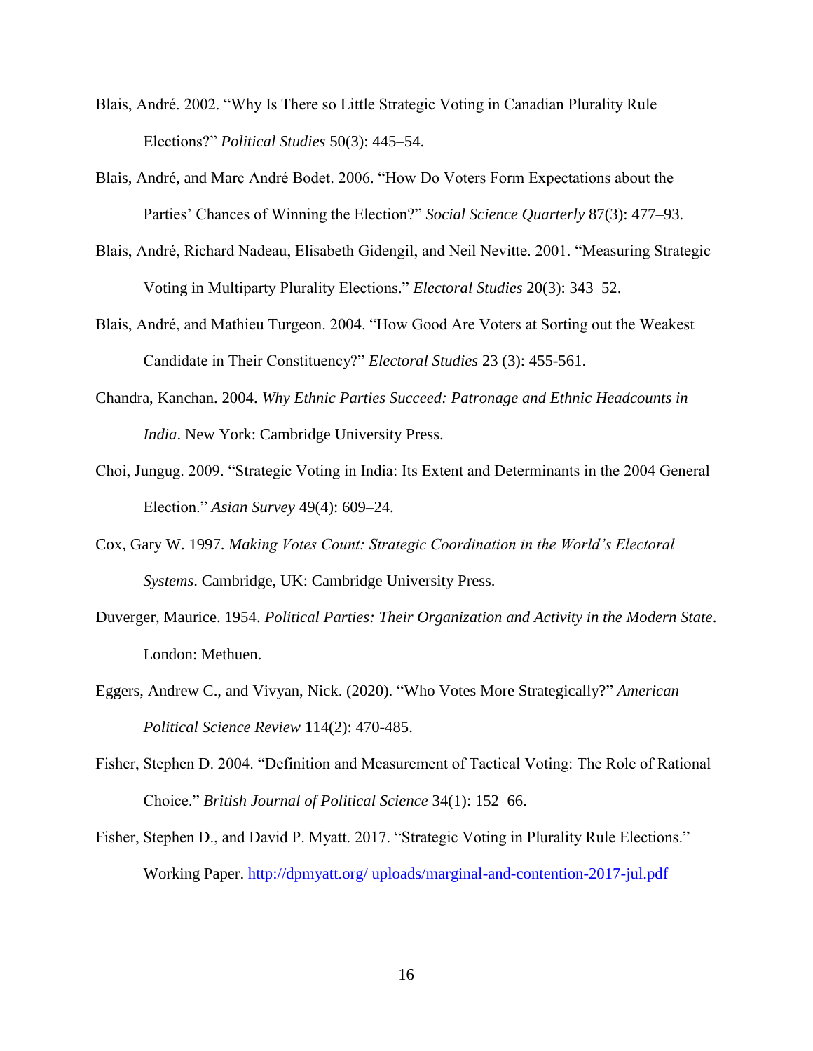Blais, André. 2002. "Why Is There so Little Strategic Voting in Canadian Plurality Rule Elections?" *Political Studies* 50(3): 445–54.

Blais, André, and Marc André Bodet. 2006. "How Do Voters Form Expectations about the Parties' Chances of Winning the Election?" *Social Science Quarterly* 87(3): 477–93.

Blais, André, Richard Nadeau, Elisabeth Gidengil, and Neil Nevitte. 2001. "Measuring Strategic Voting in Multiparty Plurality Elections." *Electoral Studies* 20(3): 343–52.

Blais, André, and Mathieu Turgeon. 2004. "How Good Are Voters at Sorting out the Weakest Candidate in Their Constituency?" *Electoral Studies* 23 (3): 455-561.

Chandra, Kanchan. 2004. *Why Ethnic Parties Succeed: Patronage and Ethnic Headcounts in India*. New York: Cambridge University Press.

Choi, Jungug. 2009. "Strategic Voting in India: Its Extent and Determinants in the 2004 General Election." *Asian Survey* 49(4): 609–24.

Cox, Gary W. 1997. *Making Votes Count: Strategic Coordination in the World's Electoral Systems*. Cambridge, UK: Cambridge University Press.

Duverger, Maurice. 1954. *Political Parties: Their Organization and Activity in the Modern State*. London: Methuen.

Eggers, Andrew C., and Vivyan, Nick. (2020). "Who Votes More Strategically?" *American Political Science Review* 114(2): 470-485.

Fisher, Stephen D. 2004. "Definition and Measurement of Tactical Voting: The Role of Rational Choice." *British Journal of Political Science* 34(1): 152–66.

Fisher, Stephen D., and David P. Myatt. 2017. "Strategic Voting in Plurality Rule Elections." Working Paper. http://dpmyatt.org/ uploads/marginal-and-contention-2017-jul.pdf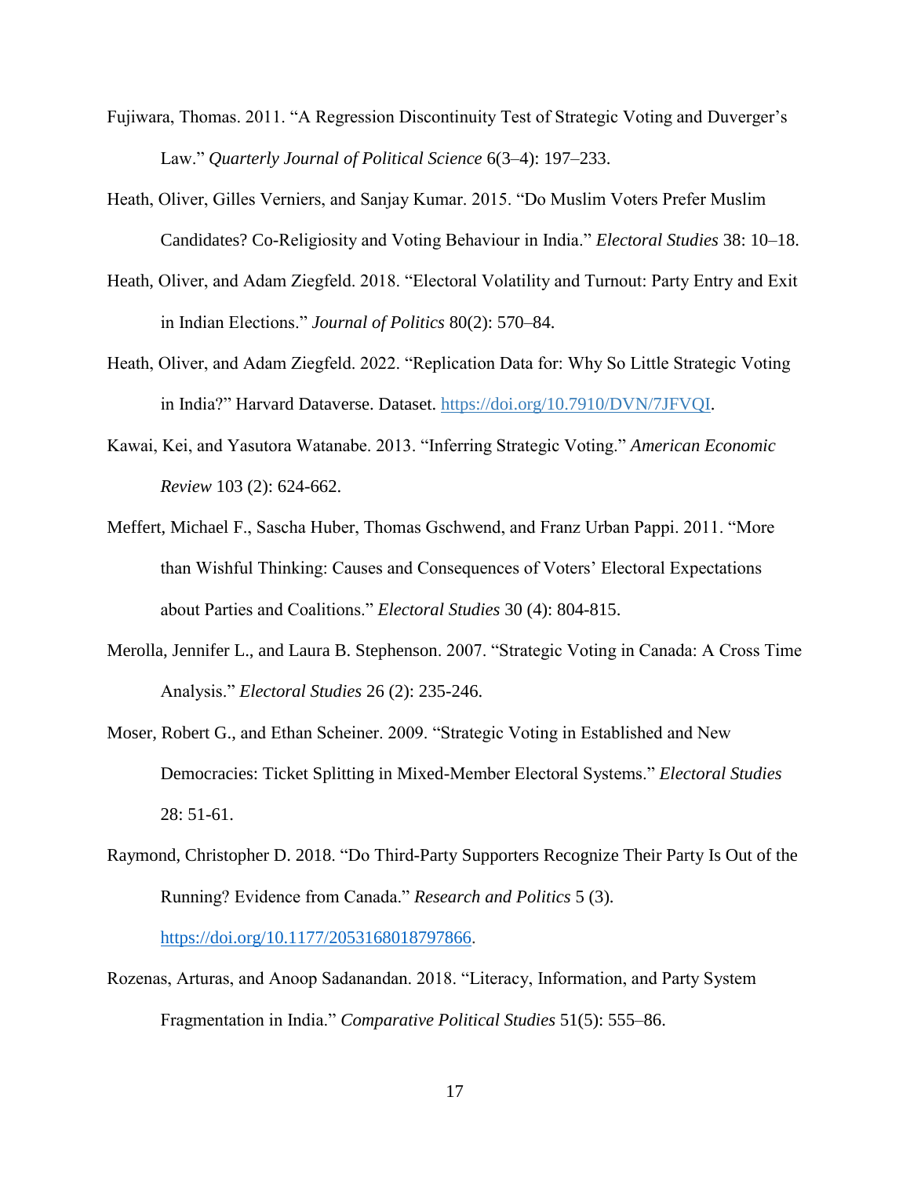Fujiwara, Thomas. 2011. "A Regression Discontinuity Test of Strategic Voting and Duverger's Law." *Quarterly Journal of Political Science* 6(3–4): 197–233.

Heath, Oliver, Gilles Verniers, and Sanjay Kumar. 2015. "Do Muslim Voters Prefer Muslim Candidates? Co-Religiosity and Voting Behaviour in India." *Electoral Studies* 38: 10–18.

Heath, Oliver, and Adam Ziegfeld. 2018. "Electoral Volatility and Turnout: Party Entry and Exit in Indian Elections." *Journal of Politics* 80(2): 570–84.

Heath, Oliver, and Adam Ziegfeld. 2022. "Replication Data for: Why So Little Strategic Voting in India?" Harvard Dataverse. Dataset. https://doi.org/10.7910/DVN/7JFVQI.

Kawai, Kei, and Yasutora Watanabe. 2013. "Inferring Strategic Voting." *American Economic Review* 103 (2): 624-662.

Meffert, Michael F., Sascha Huber, Thomas Gschwend, and Franz Urban Pappi. 2011. "More than Wishful Thinking: Causes and Consequences of Voters' Electoral Expectations about Parties and Coalitions." *Electoral Studies* 30 (4): 804-815.

Merolla, Jennifer L., and Laura B. Stephenson. 2007. "Strategic Voting in Canada: A Cross Time Analysis." *Electoral Studies* 26 (2): 235-246.

Moser, Robert G., and Ethan Scheiner. 2009. "Strategic Voting in Established and New Democracies: Ticket Splitting in Mixed-Member Electoral Systems." *Electoral Studies* 28: 51-61.

Raymond, Christopher D. 2018. "Do Third-Party Supporters Recognize Their Party Is Out of the Running? Evidence from Canada." *Research and Politics* 5 (3). https://doi.org/10.1177/2053168018797866.

Rozenas, Arturas, and Anoop Sadanandan. 2018. "Literacy, Information, and Party System Fragmentation in India." *Comparative Political Studies* 51(5): 555–86.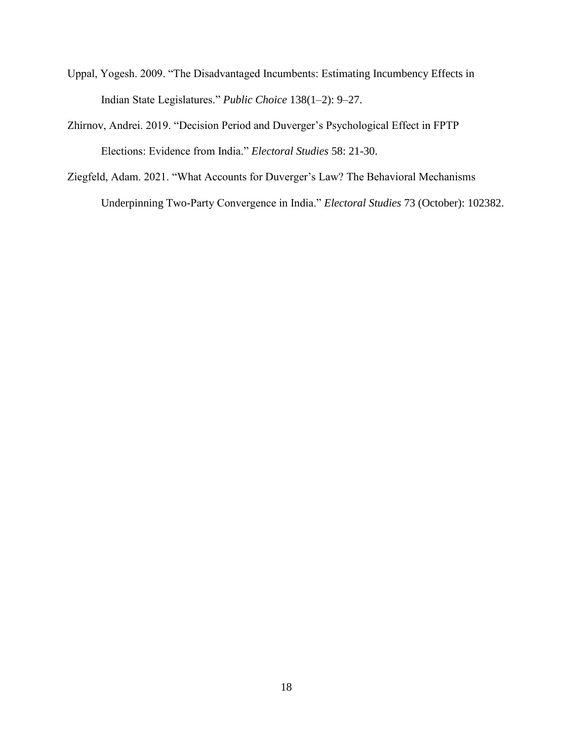Uppal, Yogesh. 2009. “The Disadvantaged Incumbents: Estimating Incumbency Effects in Indian State Legislatures.” *Public Choice* 138(1–2): 9–27.

Zhirnov, Andrei. 2019. “Decision Period and Duverger’s Psychological Effect in FPTP Elections: Evidence from India.” *Electoral Studies* 58: 21-30.

Ziegfeld, Adam. 2021. “What Accounts for Duverger’s Law? The Behavioral Mechanisms Underpinning Two-Party Convergence in India.” *Electoral Studies* 73 (October): 102382.